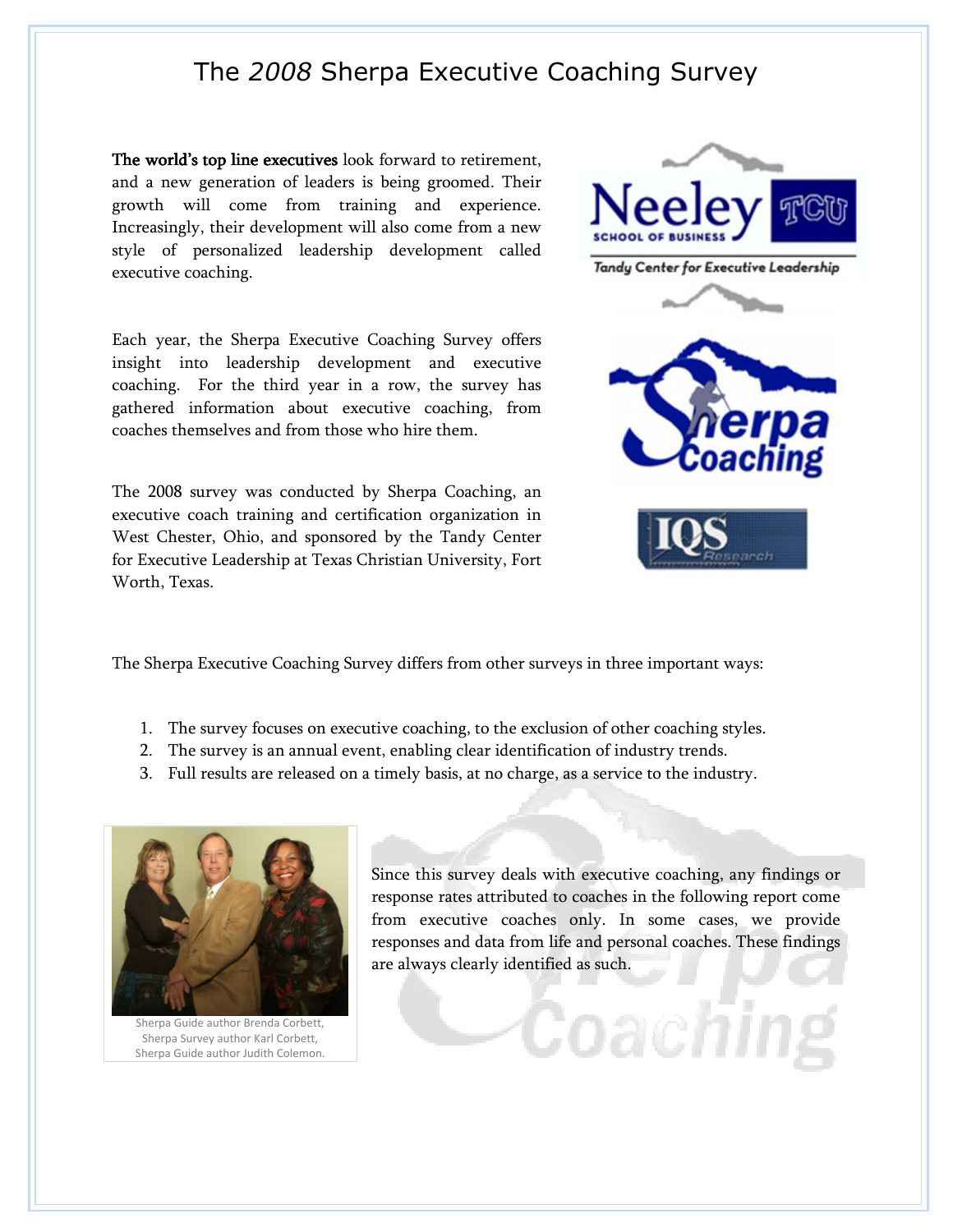# The *2008* Sherpa Executive Coaching Survey

**The world's top line executives** look forward to retirement, and a new generation of leaders is being groomed. Their growth will come from training and experience. Increasingly, their development will also come from a new style of personalized leadership development called executive coaching.

Each year, the Sherpa Executive Coaching Survey offers insight into leadership development and executive coaching. For the third year in a row, the survey has gathered information about executive coaching, from coaches themselves and from those who hire them.

The 2008 survey was conducted by Sherpa Coaching, an executive coach training and certification organization in West Chester, Ohio, and sponsored by the Tandy Center for Executive Leadership at Texas Christian University, Fort Worth, Texas.

The Sherpa Executive Coaching Survey differs from other surveys in three important ways:

1. The survey focuses on executive coaching, to the exclusion of other coaching styles.
2. The survey is an annual event, enabling clear identification of industry trends.
3. Full results are released on a timely basis, at no charge, as a service to the industry.

Sherpa Guide author Brenda Corbett, Sherpa Survey author Karl Corbett, Sherpa Guide author Judith Colemon.

Since this survey deals with executive coaching, any findings or response rates attributed to coaches in the following report come from executive coaches only. In some cases, we provide responses and data from life and personal coaches. These findings are always clearly identified as such.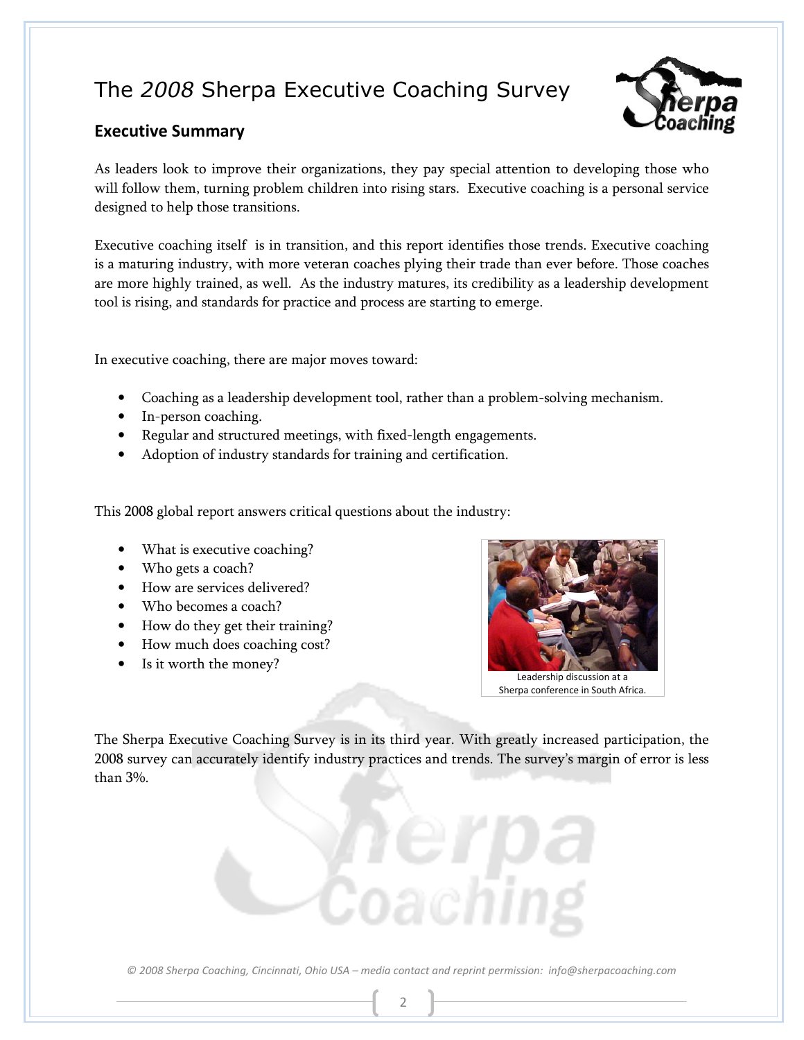# The *2008* Sherpa Executive Coaching Survey

## Executive Summary

As leaders look to improve their organizations, they pay special attention to developing those who will follow them, turning problem children into rising stars. Executive coaching is a personal service designed to help those transitions.

Executive coaching itself is in transition, and this report identifies those trends. Executive coaching is a maturing industry, with more veteran coaches plying their trade than ever before. Those coaches are more highly trained, as well. As the industry matures, its credibility as a leadership development tool is rising, and standards for practice and process are starting to emerge.

In executive coaching, there are major moves toward:

- Coaching as a leadership development tool, rather than a problem-solving mechanism.
- In-person coaching.
- Regular and structured meetings, with fixed-length engagements.
- Adoption of industry standards for training and certification.

This 2008 global report answers critical questions about the industry:

- What is executive coaching?
- Who gets a coach?
- How are services delivered?
- Who becomes a coach?
- How do they get their training?
- How much does coaching cost?
- Is it worth the money?

Leadership discussion at a Sherpa conference in South Africa.

The Sherpa Executive Coaching Survey is in its third year. With greatly increased participation, the 2008 survey can accurately identify industry practices and trends. The survey's margin of error is less than 3%.

*© 2008 Sherpa Coaching, Cincinnati, Ohio USA – media contact and reprint permission: info@sherpacoaching.com*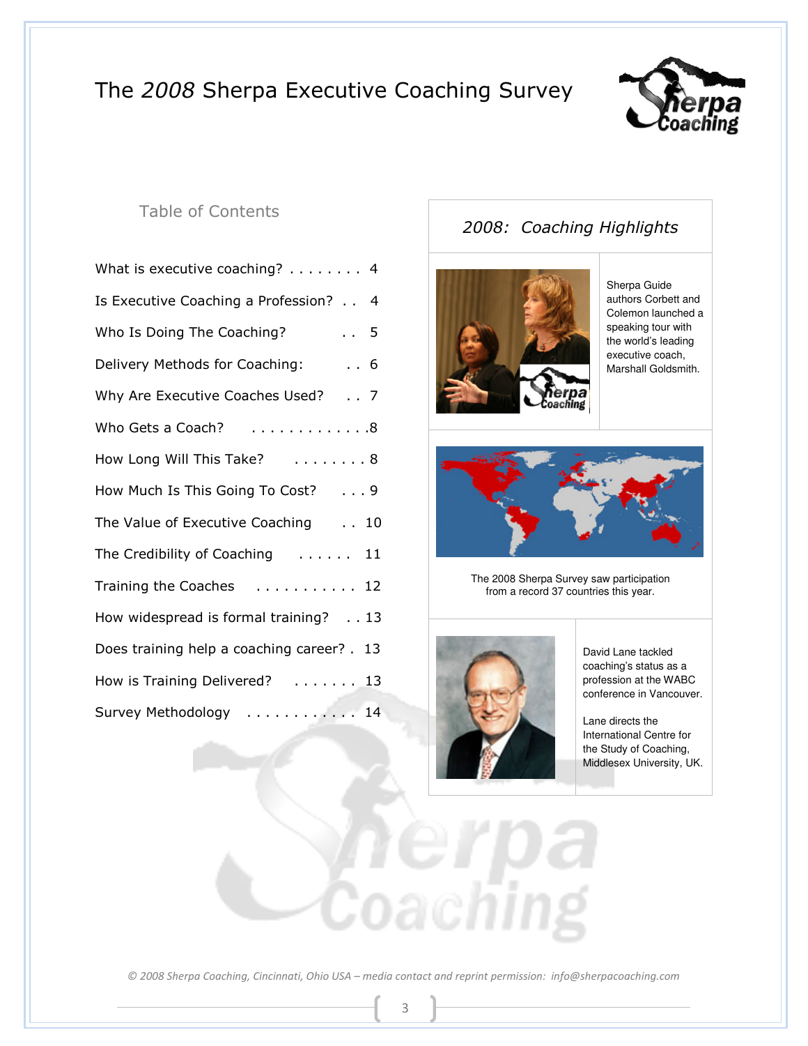# The *2008* Sherpa Executive Coaching Survey

## Table of Contents

| Section | Page |
|---|---|
| What is executive coaching? | 4 |
| Is Executive Coaching a Profession? | 4 |
| Who Is Doing The Coaching? | 5 |
| Delivery Methods for Coaching: | 6 |
| Why Are Executive Coaches Used? | 7 |
| Who Gets a Coach? | 8 |
| How Long Will This Take? | 8 |
| How Much Is This Going To Cost? | 9 |
| The Value of Executive Coaching | 10 |
| The Credibility of Coaching | 11 |
| Training the Coaches | 12 |
| How widespread is formal training? | 13 |
| Does training help a coaching career? | 13 |
| How is Training Delivered? | 13 |
| Survey Methodology | 14 |

## *2008: Coaching Highlights*

Sherpa Guide authors Corbett and Colemon launched a speaking tour with the world's leading executive coach, Marshall Goldsmith.

The 2008 Sherpa Survey saw participation from a record 37 countries this year.

David Lane tackled coaching's status as a profession at the WABC conference in Vancouver.

Lane directs the International Centre for the Study of Coaching, Middlesex University, UK.

*© 2008 Sherpa Coaching, Cincinnati, Ohio USA – media contact and reprint permission: info@sherpacoaching.com*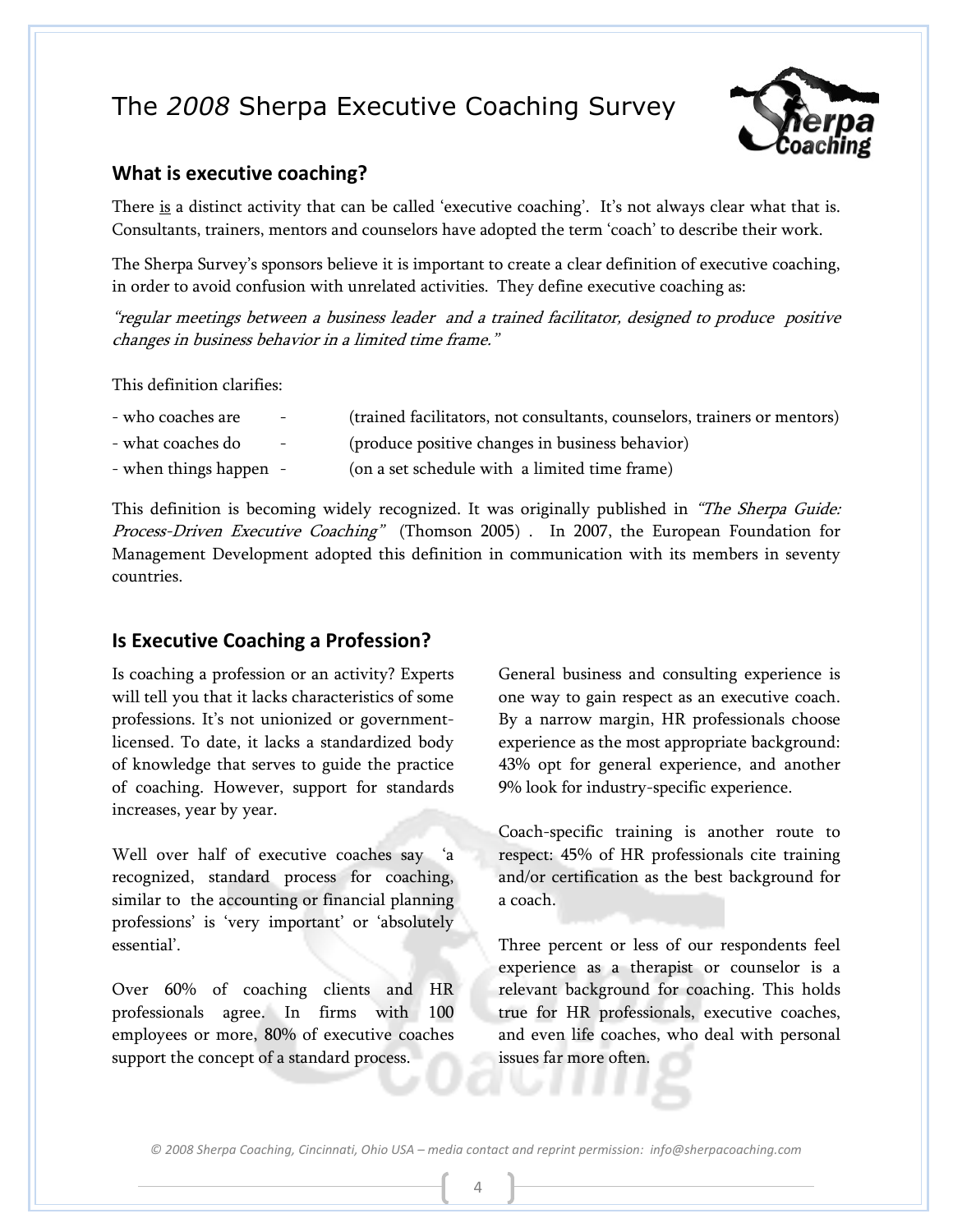# The *2008* Sherpa Executive Coaching Survey

## What is executive coaching?

There is a distinct activity that can be called 'executive coaching'. It's not always clear what that is. Consultants, trainers, mentors and counselors have adopted the term 'coach' to describe their work.

The Sherpa Survey's sponsors believe it is important to create a clear definition of executive coaching, in order to avoid confusion with unrelated activities. They define executive coaching as:

*"regular meetings between a business leader and a trained facilitator, designed to produce positive changes in business behavior in a limited time frame."*

This definition clarifies:

- who coaches are - (trained facilitators, not consultants, counselors, trainers or mentors)
- what coaches do - (produce positive changes in business behavior)
- when things happen - (on a set schedule with a limited time frame)

This definition is becoming widely recognized. It was originally published in *"The Sherpa Guide: Process-Driven Executive Coaching"* (Thomson 2005) . In 2007, the European Foundation for Management Development adopted this definition in communication with its members in seventy countries.

## Is Executive Coaching a Profession?

Is coaching a profession or an activity? Experts will tell you that it lacks characteristics of some professions. It's not unionized or government-licensed. To date, it lacks a standardized body of knowledge that serves to guide the practice of coaching. However, support for standards increases, year by year.

Well over half of executive coaches say 'a recognized, standard process for coaching, similar to the accounting or financial planning professions' is 'very important' or 'absolutely essential'.

Over 60% of coaching clients and HR professionals agree. In firms with 100 employees or more, 80% of executive coaches support the concept of a standard process.

General business and consulting experience is one way to gain respect as an executive coach. By a narrow margin, HR professionals choose experience as the most appropriate background: 43% opt for general experience, and another 9% look for industry-specific experience.

Coach-specific training is another route to respect: 45% of HR professionals cite training and/or certification as the best background for a coach.

Three percent or less of our respondents feel experience as a therapist or counselor is a relevant background for coaching. This holds true for HR professionals, executive coaches, and even life coaches, who deal with personal issues far more often.

*© 2008 Sherpa Coaching, Cincinnati, Ohio USA – media contact and reprint permission: info@sherpacoaching.com*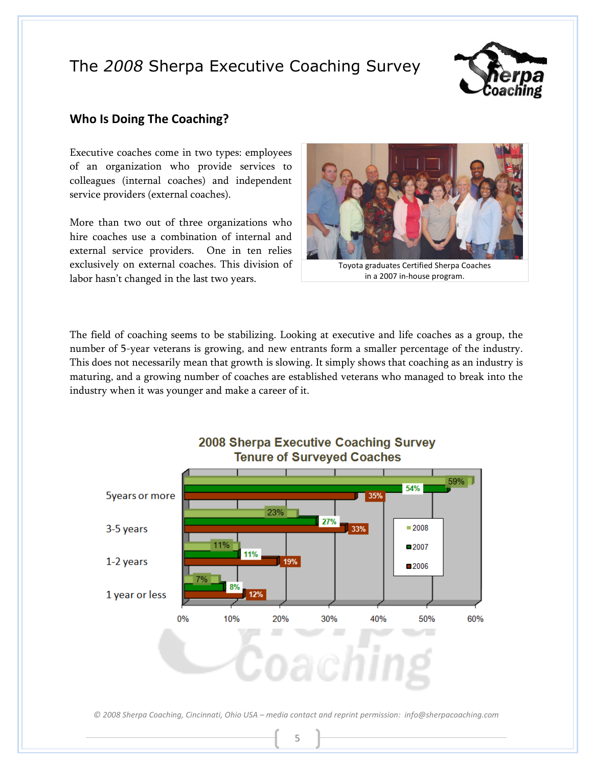# The *2008* Sherpa Executive Coaching Survey

## Who Is Doing The Coaching?

Executive coaches come in two types: employees of an organization who provide services to colleagues (internal coaches) and independent service providers (external coaches).

More than two out of three organizations who hire coaches use a combination of internal and external service providers. One in ten relies exclusively on external coaches. This division of labor hasn't changed in the last two years.

Toyota graduates Certified Sherpa Coaches in a 2007 in-house program.

The field of coaching seems to be stabilizing. Looking at executive and life coaches as a group, the number of 5-year veterans is growing, and new entrants form a smaller percentage of the industry. This does not necessarily mean that growth is slowing. It simply shows that coaching as an industry is maturing, and a growing number of coaches are established veterans who managed to break into the industry when it was younger and make a career of it.

**2008 Sherpa Executive Coaching Survey**
**Tenure of Surveyed Coaches**

| Tenure | 2008 | 2007 | 2006 |
|---|---|---|---|
| 5years or more | 59% | 54% | 35% |
| 3-5 years | 23% | 27% | 33% |
| 1-2 years | 11% | 11% | 19% |
| 1 year or less | 7% | 8% | 12% |

*© 2008 Sherpa Coaching, Cincinnati, Ohio USA – media contact and reprint permission: info@sherpacoaching.com*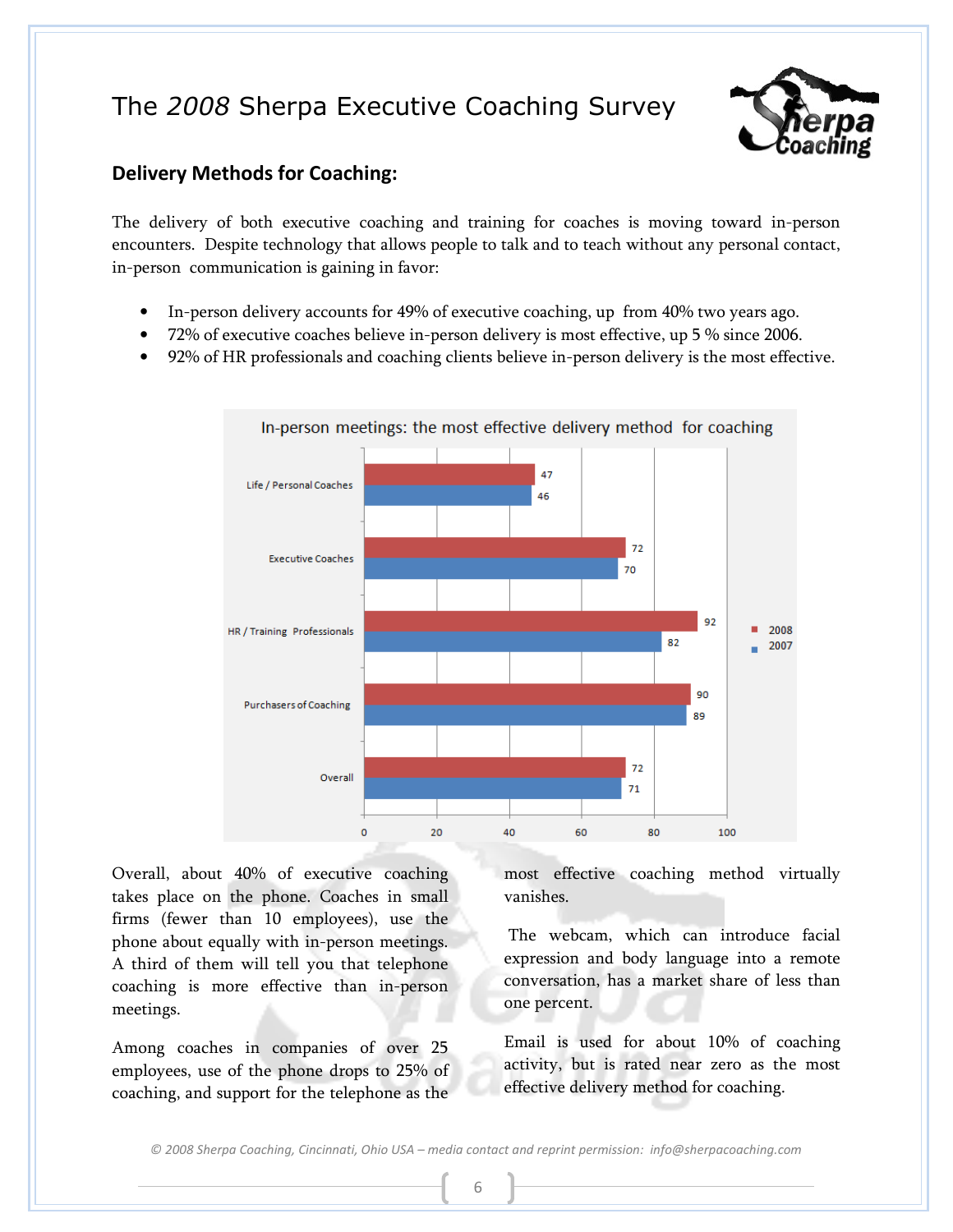## Delivery Methods for Coaching:

The delivery of both executive coaching and training for coaches is moving toward in-person encounters. Despite technology that allows people to talk and to teach without any personal contact, in-person communication is gaining in favor:

- In-person delivery accounts for 49% of executive coaching, up from 40% two years ago.
- 72% of executive coaches believe in-person delivery is most effective, up 5 % since 2006.
- 92% of HR professionals and coaching clients believe in-person delivery is the most effective.

**In-person meetings: the most effective delivery method for coaching**

| | 2008 | 2007 |
|---|---|---|
| Life / Personal Coaches | 47 | 46 |
| Executive Coaches | 72 | 70 |
| HR / Training Professionals | 92 | 82 |
| Purchasers of Coaching | 90 | 89 |
| Overall | 72 | 71 |

Overall, about 40% of executive coaching takes place on the phone. Coaches in small firms (fewer than 10 employees), use the phone about equally with in-person meetings. A third of them will tell you that telephone coaching is more effective than in-person meetings.

Among coaches in companies of over 25 employees, use of the phone drops to 25% of coaching, and support for the telephone as the most effective coaching method virtually vanishes.

The webcam, which can introduce facial expression and body language into a remote conversation, has a market share of less than one percent.

Email is used for about 10% of coaching activity, but is rated near zero as the most effective delivery method for coaching.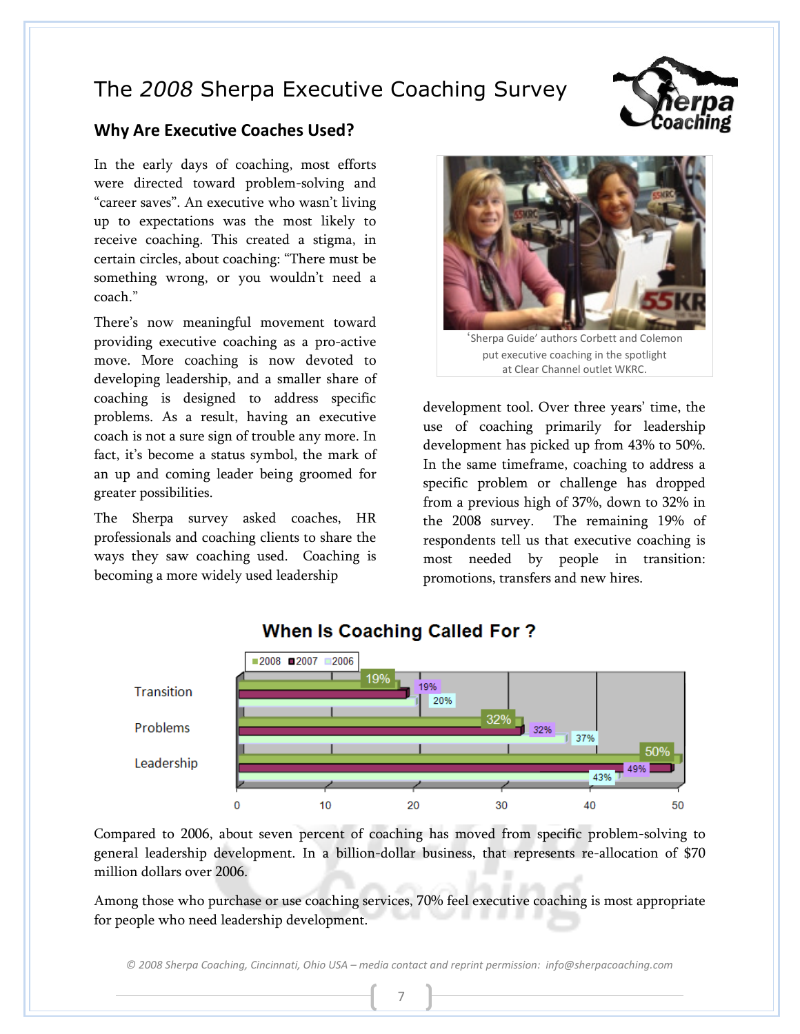# The *2008* Sherpa Executive Coaching Survey

## Why Are Executive Coaches Used?

In the early days of coaching, most efforts were directed toward problem-solving and "career saves". An executive who wasn't living up to expectations was the most likely to receive coaching. This created a stigma, in certain circles, about coaching: "There must be something wrong, or you wouldn't need a coach."

There's now meaningful movement toward providing executive coaching as a pro-active move. More coaching is now devoted to developing leadership, and a smaller share of coaching is designed to address specific problems. As a result, having an executive coach is not a sure sign of trouble any more. In fact, it's become a status symbol, the mark of an up and coming leader being groomed for greater possibilities.

The Sherpa survey asked coaches, HR professionals and coaching clients to share the ways they saw coaching used. Coaching is becoming a more widely used leadership development tool. Over three years' time, the use of coaching primarily for leadership development has picked up from 43% to 50%. In the same timeframe, coaching to address a specific problem or challenge has dropped from a previous high of 37%, down to 32% in the 2008 survey. The remaining 19% of respondents tell us that executive coaching is most needed by people in transition: promotions, transfers and new hires.

'Sherpa Guide' authors Corbett and Colemon put executive coaching in the spotlight at Clear Channel outlet WKRC.

**When Is Coaching Called For ?**

| | 2008 | 2007 | 2006 |
|---|---|---|---|
| Transition | 19% | 19% | 20% |
| Problems | 32% | 32% | 37% |
| Leadership | 50% | 49% | 43% |

Compared to 2006, about seven percent of coaching has moved from specific problem-solving to general leadership development. In a billion-dollar business, that represents re-allocation of $70 million dollars over 2006.

Among those who purchase or use coaching services, 70% feel executive coaching is most appropriate for people who need leadership development.

*© 2008 Sherpa Coaching, Cincinnati, Ohio USA – media contact and reprint permission: info@sherpacoaching.com*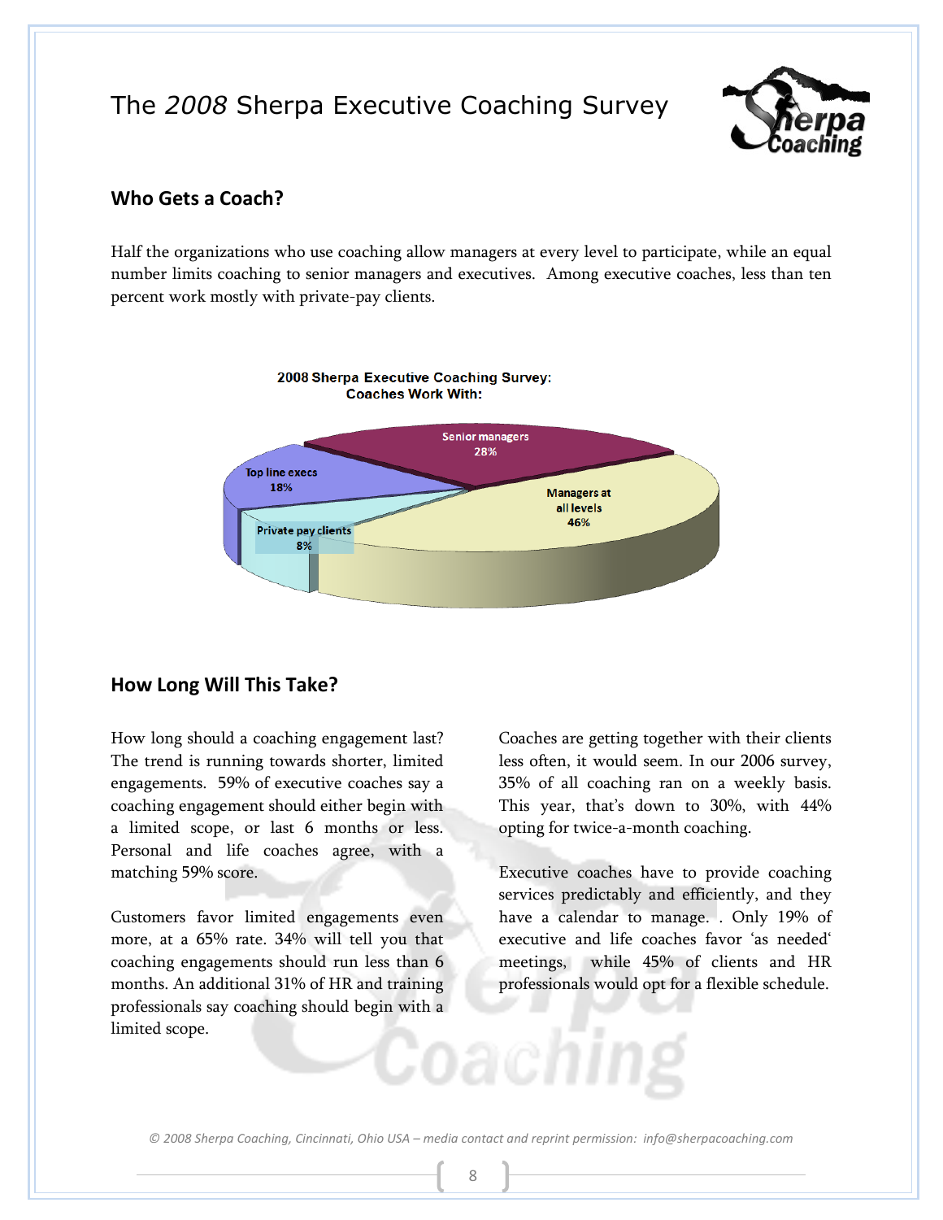## Who Gets a Coach?

Half the organizations who use coaching allow managers at every level to participate, while an equal number limits coaching to senior managers and executives. Among executive coaches, less than ten percent work mostly with private-pay clients.

**2008 Sherpa Executive Coaching Survey: Coaches Work With:**

| Category | Percent |
|---|---|
| Managers at all levels | 46% |
| Senior managers | 28% |
| Top line execs | 18% |
| Private pay clients | 8% |

## How Long Will This Take?

How long should a coaching engagement last? The trend is running towards shorter, limited engagements. 59% of executive coaches say a coaching engagement should either begin with a limited scope, or last 6 months or less. Personal and life coaches agree, with a matching 59% score.

Customers favor limited engagements even more, at a 65% rate. 34% will tell you that coaching engagements should run less than 6 months. An additional 31% of HR and training professionals say coaching should begin with a limited scope.

Coaches are getting together with their clients less often, it would seem. In our 2006 survey, 35% of all coaching ran on a weekly basis. This year, that's down to 30%, with 44% opting for twice-a-month coaching.

Executive coaches have to provide coaching services predictably and efficiently, and they have a calendar to manage. . Only 19% of executive and life coaches favor 'as needed' meetings, while 45% of clients and HR professionals would opt for a flexible schedule.

© 2008 Sherpa Coaching, Cincinnati, Ohio USA – media contact and reprint permission: info@sherpacoaching.com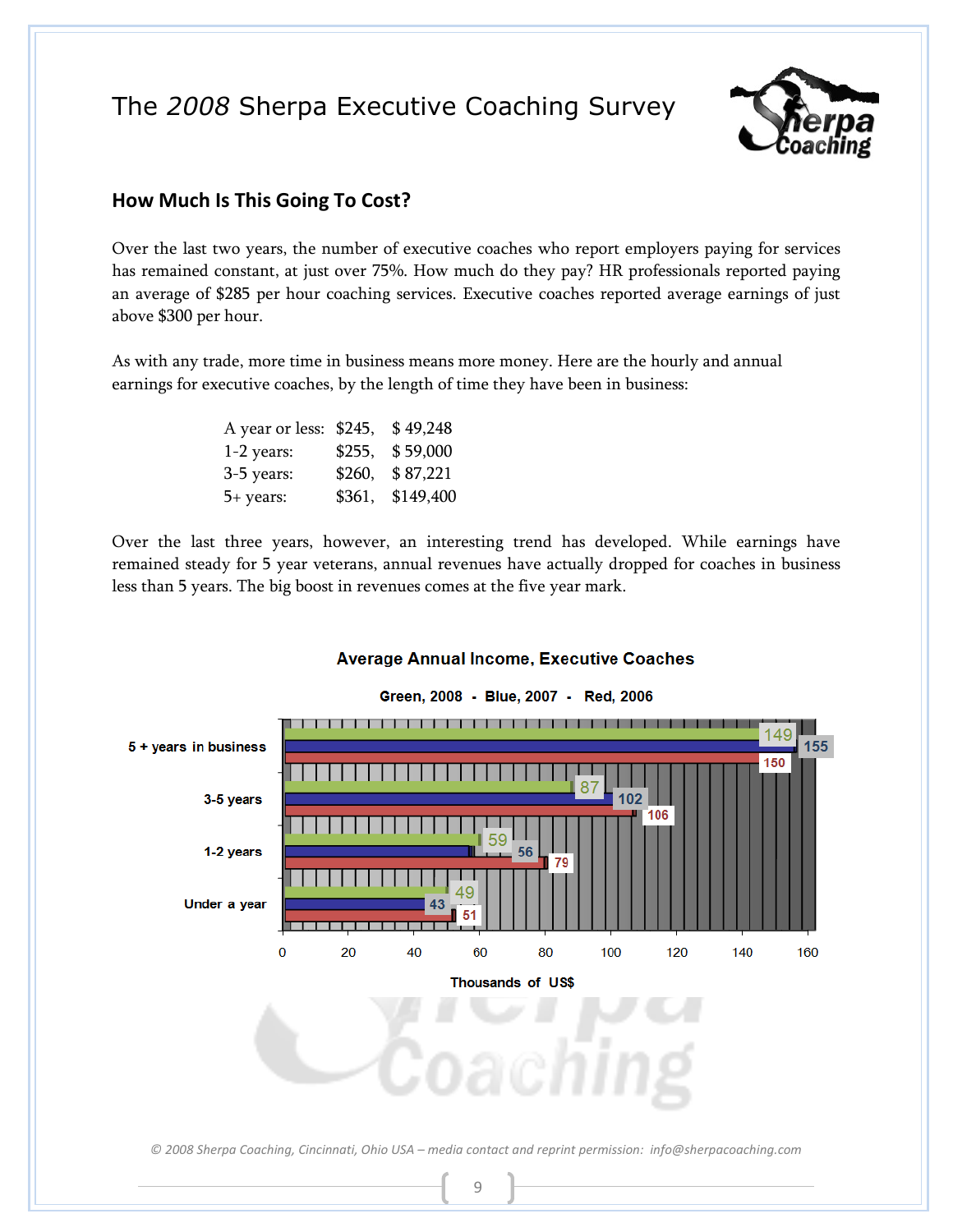## How Much Is This Going To Cost?

Over the last two years, the number of executive coaches who report employers paying for services has remained constant, at just over 75%. How much do they pay? HR professionals reported paying an average of $285 per hour coaching services. Executive coaches reported average earnings of just above $300 per hour.

As with any trade, more time in business means more money. Here are the hourly and annual earnings for executive coaches, by the length of time they have been in business:

| | | |
|---|---|---|
| A year or less: | $245, | $ 49,248 |
| 1-2 years: | $255, | $ 59,000 |
| 3-5 years: | $260, | $ 87,221 |
| 5+ years: | $361, | $149,400 |

Over the last three years, however, an interesting trend has developed. While earnings have remained steady for 5 year veterans, annual revenues have actually dropped for coaches in business less than 5 years. The big boost in revenues comes at the five year mark.

**Average Annual Income, Executive Coaches**

Green, 2008 - Blue, 2007 - Red, 2006

| | Green, 2008 | Blue, 2007 | Red, 2006 |
|---|---|---|---|
| 5 + years in business | 149 | 155 | 150 |
| 3-5 years | 87 | 102 | 106 |
| 1-2 years | 59 | 56 | 79 |
| Under a year | 49 | 43 | 51 |

Thousands of US$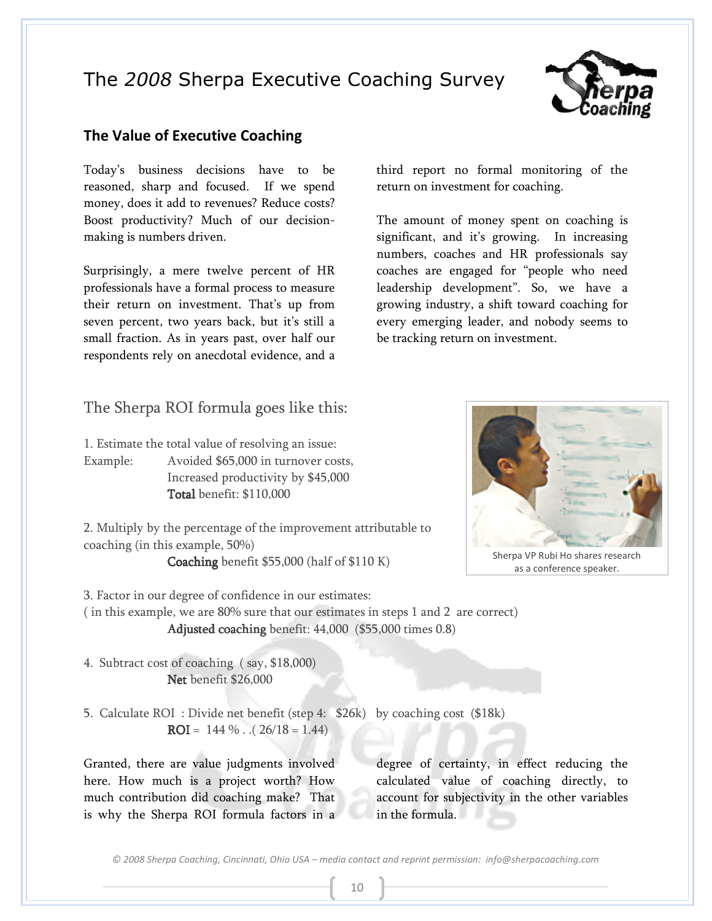# The *2008* Sherpa Executive Coaching Survey

## The Value of Executive Coaching

Today's business decisions have to be reasoned, sharp and focused. If we spend money, does it add to revenues? Reduce costs? Boost productivity? Much of our decision-making is numbers driven.

Surprisingly, a mere twelve percent of HR professionals have a formal process to measure their return on investment. That's up from seven percent, two years back, but it's still a small fraction. As in years past, over half our respondents rely on anecdotal evidence, and a third report no formal monitoring of the return on investment for coaching.

The amount of money spent on coaching is significant, and it's growing. In increasing numbers, coaches and HR professionals say coaches are engaged for "people who need leadership development". So, we have a growing industry, a shift toward coaching for every emerging leader, and nobody seems to be tracking return on investment.

### The Sherpa ROI formula goes like this:

1. Estimate the total value of resolving an issue:
Example: Avoided $65,000 in turnover costs,
Increased productivity by $45,000
**Total** benefit: $110,000

2. Multiply by the percentage of the improvement attributable to coaching (in this example, 50%)
**Coaching** benefit $55,000 (half of $110 K)

3. Factor in our degree of confidence in our estimates:
( in this example, we are 80% sure that our estimates in steps 1 and 2 are correct)
**Adjusted coaching** benefit: 44,000 ($55,000 times 0.8)

4. Subtract cost of coaching ( say, $18,000)
**Net** benefit $26,000

5. Calculate ROI : Divide net benefit (step 4: $26k) by coaching cost ($18k)
**ROI** = 144 % . .( 26/18 = 1.44)

Sherpa VP Rubi Ho shares research as a conference speaker.

Granted, there are value judgments involved here. How much is a project worth? How much contribution did coaching make? That is why the Sherpa ROI formula factors in a degree of certainty, in effect reducing the calculated value of coaching directly, to account for subjectivity in the other variables in the formula.

*© 2008 Sherpa Coaching, Cincinnati, Ohio USA – media contact and reprint permission: info@sherpacoaching.com*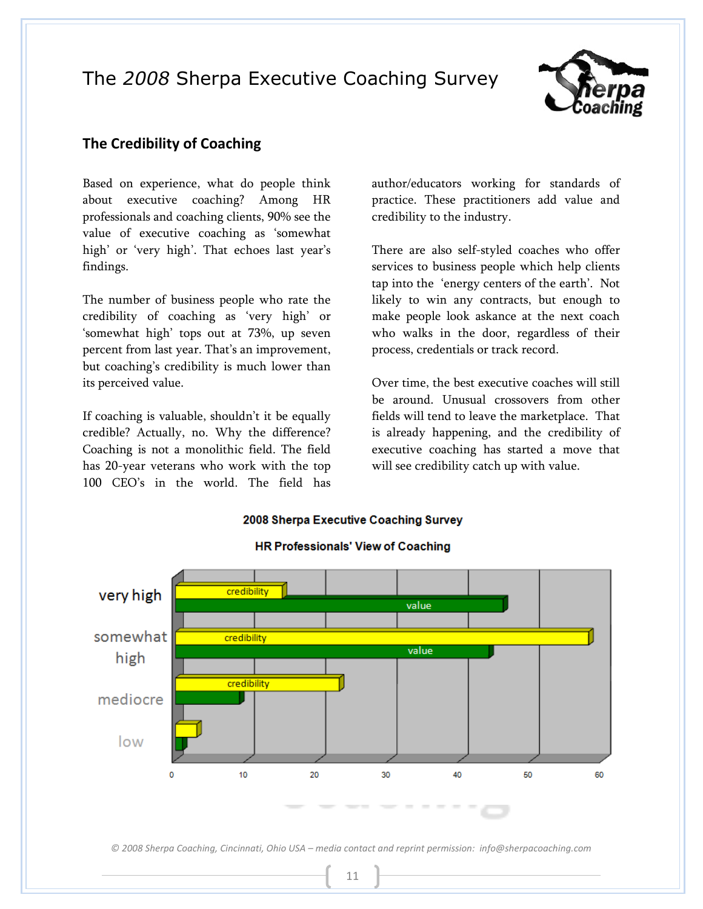## The Credibility of Coaching

Based on experience, what do people think about executive coaching? Among HR professionals and coaching clients, 90% see the value of executive coaching as 'somewhat high' or 'very high'. That echoes last year's findings.

The number of business people who rate the credibility of coaching as 'very high' or 'somewhat high' tops out at 73%, up seven percent from last year. That's an improvement, but coaching's credibility is much lower than its perceived value.

If coaching is valuable, shouldn't it be equally credible? Actually, no. Why the difference? Coaching is not a monolithic field. The field has 20-year veterans who work with the top 100 CEO's in the world. The field has author/educators working for standards of practice. These practitioners add value and credibility to the industry.

There are also self-styled coaches who offer services to business people which help clients tap into the 'energy centers of the earth'. Not likely to win any contracts, but enough to make people look askance at the next coach who walks in the door, regardless of their process, credentials or track record.

Over time, the best executive coaches will still be around. Unusual crossovers from other fields will tend to leave the marketplace. That is already happening, and the credibility of executive coaching has started a move that will see credibility catch up with value.

**2008 Sherpa Executive Coaching Survey**

**HR Professionals' View of Coaching**

| | credibility | value |
|---|---|---|
| very high | ~16 | ~47 |
| somewhat high | ~59 | ~45 |
| mediocre | ~24 | ~10 |
| low | ~3 | ~1 |

© 2008 Sherpa Coaching, Cincinnati, Ohio USA – media contact and reprint permission: info@sherpacoaching.com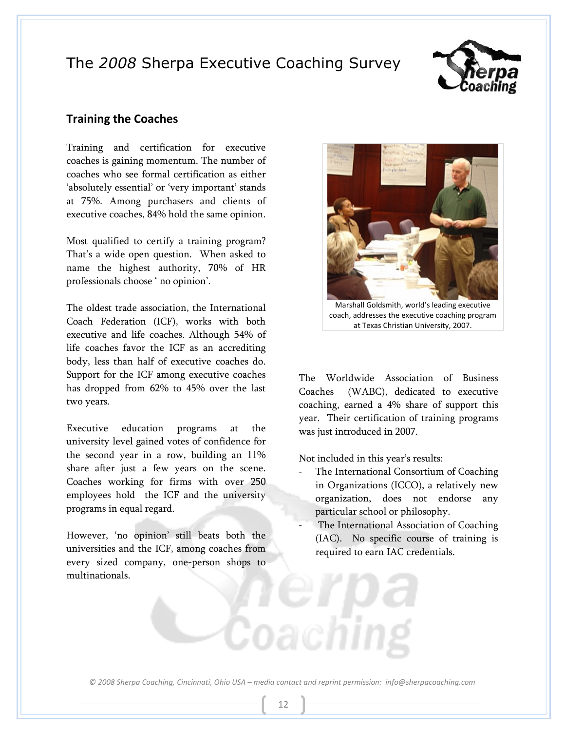## Training the Coaches

Training and certification for executive coaches is gaining momentum. The number of coaches who see formal certification as either 'absolutely essential' or 'very important' stands at 75%. Among purchasers and clients of executive coaches, 84% hold the same opinion.

Most qualified to certify a training program? That's a wide open question. When asked to name the highest authority, 70% of HR professionals choose ' no opinion'.

The oldest trade association, the International Coach Federation (ICF), works with both executive and life coaches. Although 54% of life coaches favor the ICF as an accrediting body, less than half of executive coaches do. Support for the ICF among executive coaches has dropped from 62% to 45% over the last two years.

Executive education programs at the university level gained votes of confidence for the second year in a row, building an 11% share after just a few years on the scene. Coaches working for firms with over 250 employees hold the ICF and the university programs in equal regard.

However, 'no opinion' still beats both the universities and the ICF, among coaches from every sized company, one-person shops to multinationals.

Marshall Goldsmith, world's leading executive coach, addresses the executive coaching program at Texas Christian University, 2007.

The Worldwide Association of Business Coaches (WABC), dedicated to executive coaching, earned a 4% share of support this year. Their certification of training programs was just introduced in 2007.

Not included in this year's results:

- The International Consortium of Coaching in Organizations (ICCO), a relatively new organization, does not endorse any particular school or philosophy.
- The International Association of Coaching (IAC). No specific course of training is required to earn IAC credentials.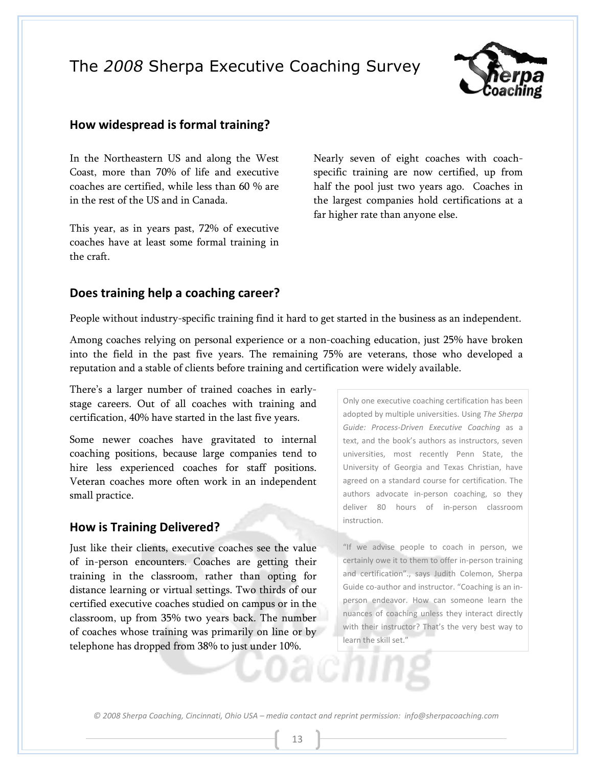## How widespread is formal training?

In the Northeastern US and along the West Coast, more than 70% of life and executive coaches are certified, while less than 60 % are in the rest of the US and in Canada.

This year, as in years past, 72% of executive coaches have at least some formal training in the craft.

Nearly seven of eight coaches with coach-specific training are now certified, up from half the pool just two years ago. Coaches in the largest companies hold certifications at a far higher rate than anyone else.

## Does training help a coaching career?

People without industry-specific training find it hard to get started in the business as an independent.

Among coaches relying on personal experience or a non-coaching education, just 25% have broken into the field in the past five years. The remaining 75% are veterans, those who developed a reputation and a stable of clients before training and certification were widely available.

There's a larger number of trained coaches in early-stage careers. Out of all coaches with training and certification, 40% have started in the last five years.

Some newer coaches have gravitated to internal coaching positions, because large companies tend to hire less experienced coaches for staff positions. Veteran coaches more often work in an independent small practice.

## How is Training Delivered?

Just like their clients, executive coaches see the value of in-person encounters. Coaches are getting their training in the classroom, rather than opting for distance learning or virtual settings. Two thirds of our certified executive coaches studied on campus or in the classroom, up from 35% two years back. The number of coaches whose training was primarily on line or by telephone has dropped from 38% to just under 10%.

> Only one executive coaching certification has been adopted by multiple universities. Using *The Sherpa Guide: Process-Driven Executive Coaching* as a text, and the book's authors as instructors, seven universities, most recently Penn State, the University of Georgia and Texas Christian, have agreed on a standard course for certification. The authors advocate in-person coaching, so they deliver 80 hours of in-person classroom instruction.
>
> "If we advise people to coach in person, we certainly owe it to them to offer in-person training and certification"., says Judith Colemon, Sherpa Guide co-author and instructor. "Coaching is an in-person endeavor. How can someone learn the nuances of coaching unless they interact directly with their instructor? That's the very best way to learn the skill set."

© 2008 Sherpa Coaching, Cincinnati, Ohio USA – media contact and reprint permission: info@sherpacoaching.com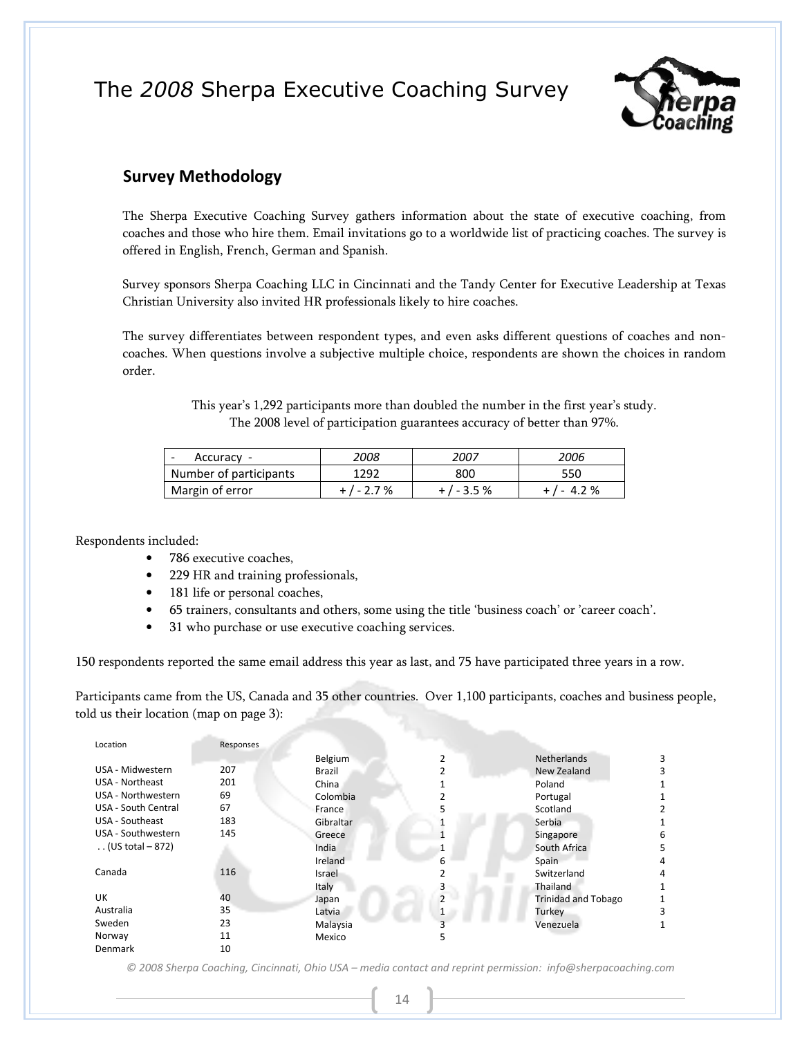# The *2008* Sherpa Executive Coaching Survey

## Survey Methodology

The Sherpa Executive Coaching Survey gathers information about the state of executive coaching, from coaches and those who hire them. Email invitations go to a worldwide list of practicing coaches. The survey is offered in English, French, German and Spanish.

Survey sponsors Sherpa Coaching LLC in Cincinnati and the Tandy Center for Executive Leadership at Texas Christian University also invited HR professionals likely to hire coaches.

The survey differentiates between respondent types, and even asks different questions of coaches and non-coaches. When questions involve a subjective multiple choice, respondents are shown the choices in random order.

This year's 1,292 participants more than doubled the number in the first year's study.
The 2008 level of participation guarantees accuracy of better than 97%.

| - Accuracy - | *2008* | *2007* | *2006* |
|---|---|---|---|
| Number of participants | 1292 | 800 | 550 |
| Margin of error | + / - 2.7 % | + / - 3.5 % | + / - 4.2 % |

Respondents included:

- 786 executive coaches,
- 229 HR and training professionals,
- 181 life or personal coaches,
- 65 trainers, consultants and others, some using the title 'business coach' or 'career coach'.
- 31 who purchase or use executive coaching services.

150 respondents reported the same email address this year as last, and 75 have participated three years in a row.

Participants came from the US, Canada and 35 other countries. Over 1,100 participants, coaches and business people, told us their location (map on page 3):

| Location | Responses |
|---|---|
| USA - Midwestern | 207 |
| USA - Northeast | 201 |
| USA - Northwestern | 69 |
| USA - South Central | 67 |
| USA - Southeast | 183 |
| USA - Southwestern | 145 |
| . . (US total – 872) | |
| Canada | 116 |
| UK | 40 |
| Australia | 35 |
| Sweden | 23 |
| Norway | 11 |
| Denmark | 10 |
| Belgium | 2 |
| Brazil | 2 |
| China | 1 |
| Colombia | 2 |
| France | 5 |
| Gibraltar | 1 |
| Greece | 1 |
| India | 1 |
| Ireland | 6 |
| Israel | 2 |
| Italy | 3 |
| Japan | 2 |
| Latvia | 1 |
| Malaysia | 3 |
| Mexico | 5 |
| Netherlands | 3 |
| New Zealand | 3 |
| Poland | 1 |
| Portugal | 1 |
| Scotland | 2 |
| Serbia | 1 |
| Singapore | 6 |
| South Africa | 5 |
| Spain | 4 |
| Switzerland | 4 |
| Thailand | 1 |
| Trinidad and Tobago | 1 |
| Turkey | 3 |
| Venezuela | 1 |

*© 2008 Sherpa Coaching, Cincinnati, Ohio USA – media contact and reprint permission: info@sherpacoaching.com*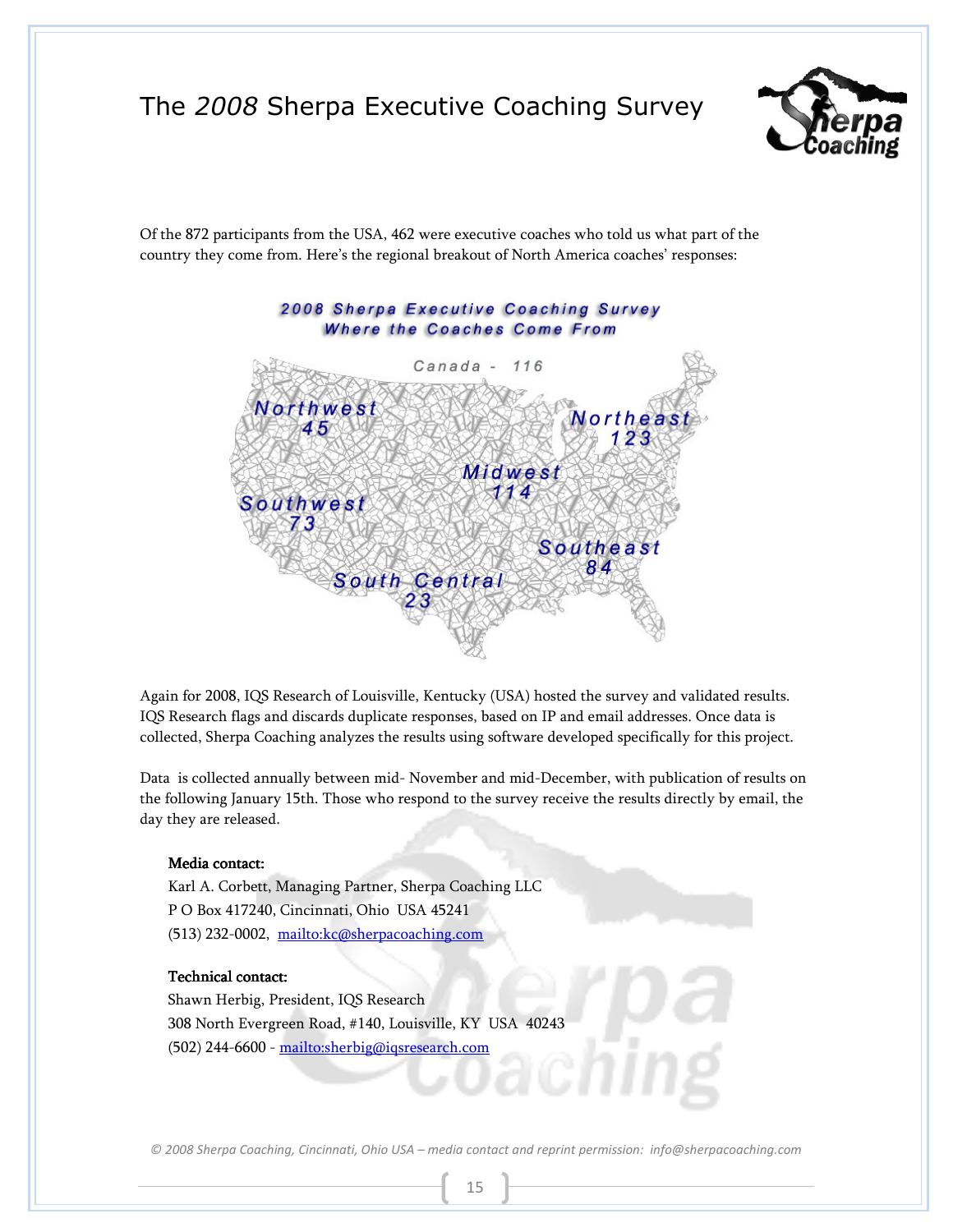# The *2008* Sherpa Executive Coaching Survey

Of the 872 participants from the USA, 462 were executive coaches who told us what part of the country they come from. Here's the regional breakout of North America coaches' responses:

2008 Sherpa Executive Coaching Survey
Where the Coaches Come From

Canada - 116

Northwest
45

Northeast
123

Midwest
114

Southwest
73

Southeast
84

South Central
23

Again for 2008, IQS Research of Louisville, Kentucky (USA) hosted the survey and validated results. IQS Research flags and discards duplicate responses, based on IP and email addresses. Once data is collected, Sherpa Coaching analyzes the results using software developed specifically for this project.

Data is collected annually between mid- November and mid-December, with publication of results on the following January 15th. Those who respond to the survey receive the results directly by email, the day they are released.

**Media contact:**
Karl A. Corbett, Managing Partner, Sherpa Coaching LLC
P O Box 417240, Cincinnati, Ohio USA 45241
(513) 232-0002, mailto:kc@sherpacoaching.com

**Technical contact:**
Shawn Herbig, President, IQS Research
308 North Evergreen Road, #140, Louisville, KY USA 40243
(502) 244-6600 - mailto:sherbig@iqsresearch.com

*© 2008 Sherpa Coaching, Cincinnati, Ohio USA – media contact and reprint permission: info@sherpacoaching.com*